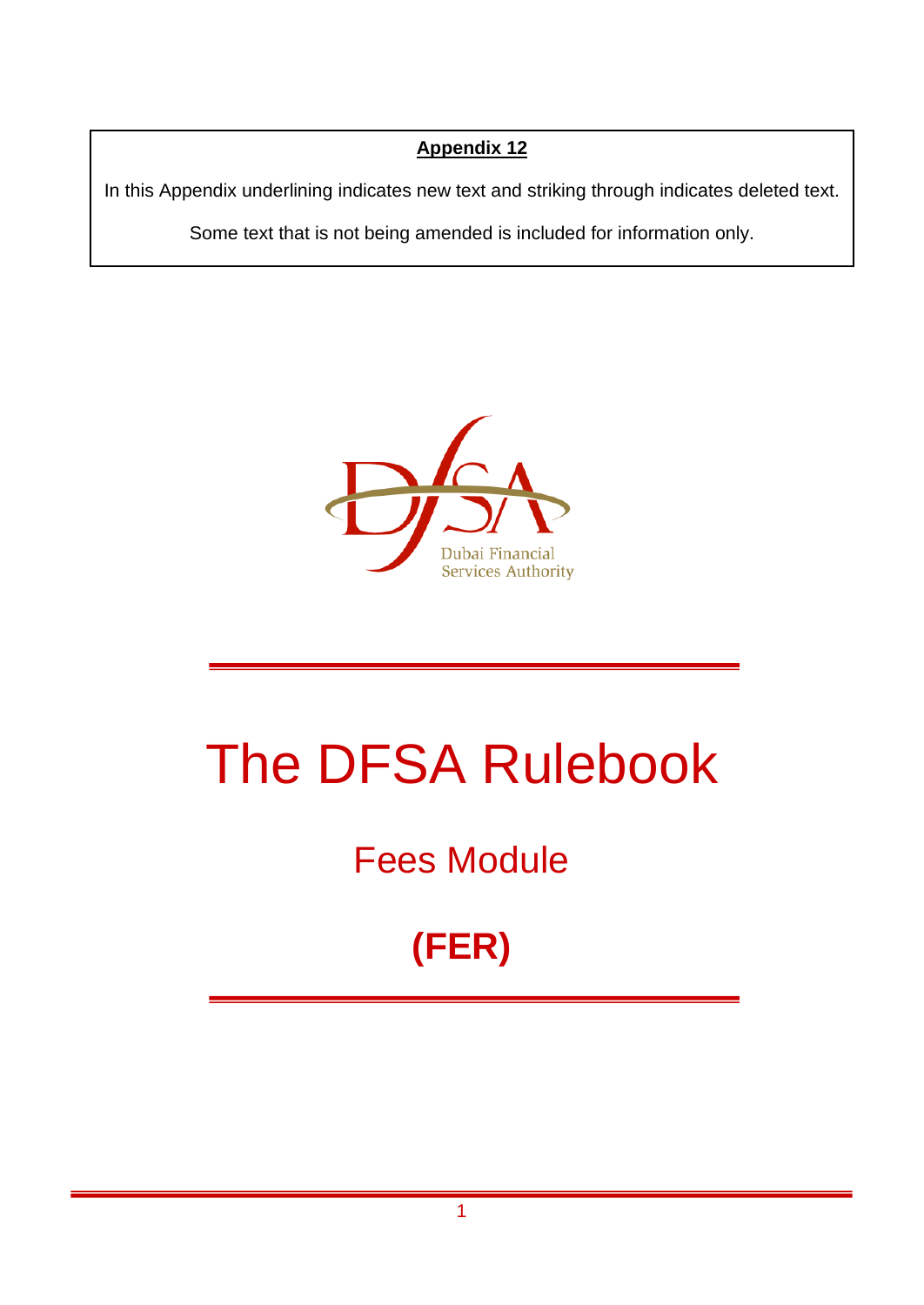**Appendix 12**

In this Appendix underlining indicates new text and striking through indicates deleted text.

Some text that is not being amended is included for information only.

Dubai Financial Services Authority

# The DFSA Rulebook

## Fees Module

## (FER)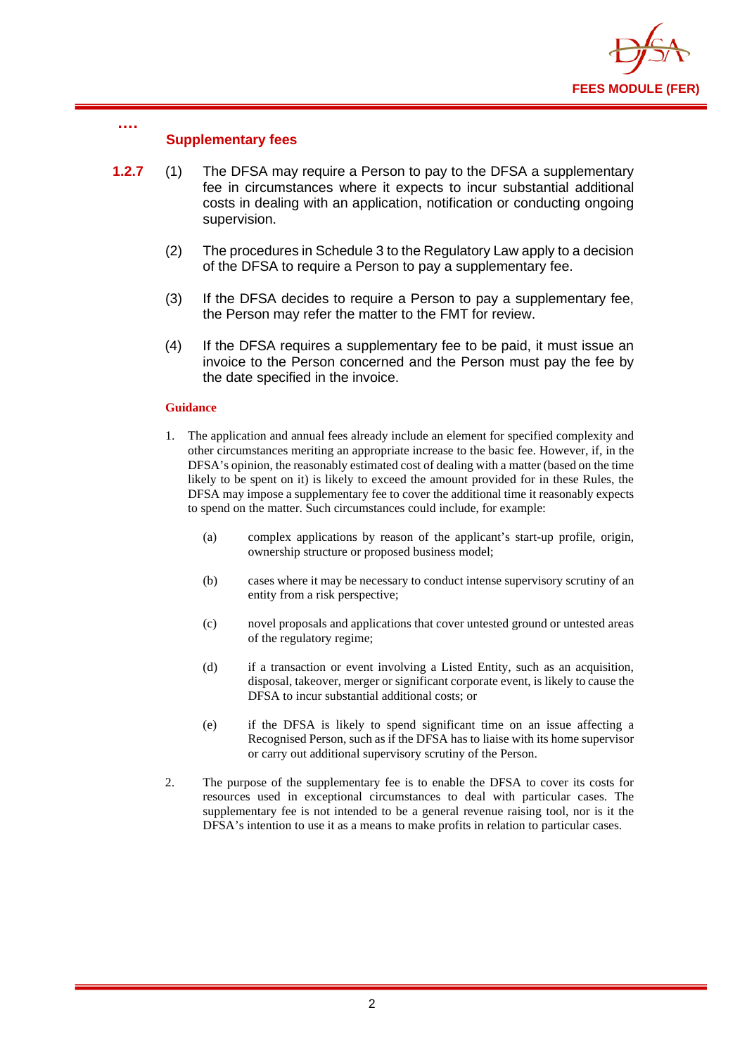….

### Supplementary fees

**1.2.7** (1) The DFSA may require a Person to pay to the DFSA a supplementary fee in circumstances where it expects to incur substantial additional costs in dealing with an application, notification or conducting ongoing supervision.

(2) The procedures in Schedule 3 to the Regulatory Law apply to a decision of the DFSA to require a Person to pay a supplementary fee.

(3) If the DFSA decides to require a Person to pay a supplementary fee, the Person may refer the matter to the FMT for review.

(4) If the DFSA requires a supplementary fee to be paid, it must issue an invoice to the Person concerned and the Person must pay the fee by the date specified in the invoice.

**Guidance**

1. The application and annual fees already include an element for specified complexity and other circumstances meriting an appropriate increase to the basic fee. However, if, in the DFSA's opinion, the reasonably estimated cost of dealing with a matter (based on the time likely to be spent on it) is likely to exceed the amount provided for in these Rules, the DFSA may impose a supplementary fee to cover the additional time it reasonably expects to spend on the matter. Such circumstances could include, for example:

   (a) complex applications by reason of the applicant's start-up profile, origin, ownership structure or proposed business model;

   (b) cases where it may be necessary to conduct intense supervisory scrutiny of an entity from a risk perspective;

   (c) novel proposals and applications that cover untested ground or untested areas of the regulatory regime;

   (d) if a transaction or event involving a Listed Entity, such as an acquisition, disposal, takeover, merger or significant corporate event, is likely to cause the DFSA to incur substantial additional costs; or

   (e) if the DFSA is likely to spend significant time on an issue affecting a Recognised Person, such as if the DFSA has to liaise with its home supervisor or carry out additional supervisory scrutiny of the Person.

2. The purpose of the supplementary fee is to enable the DFSA to cover its costs for resources used in exceptional circumstances to deal with particular cases. The supplementary fee is not intended to be a general revenue raising tool, nor is it the DFSA's intention to use it as a means to make profits in relation to particular cases.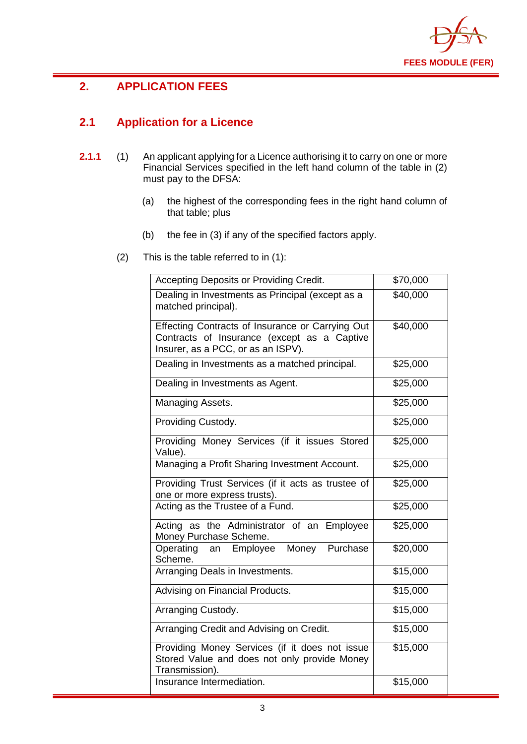## 2. APPLICATION FEES

### 2.1 Application for a Licence

**2.1.1** (1) An applicant applying for a Licence authorising it to carry on one or more Financial Services specified in the left hand column of the table in (2) must pay to the DFSA:

(a) the highest of the corresponding fees in the right hand column of that table; plus

(b) the fee in (3) if any of the specified factors apply.

(2) This is the table referred to in (1):

| | |
|---|---|
| Accepting Deposits or Providing Credit. | $70,000 |
| Dealing in Investments as Principal (except as a matched principal). | $40,000 |
| Effecting Contracts of Insurance or Carrying Out Contracts of Insurance (except as a Captive Insurer, as a PCC, or as an ISPV). | $40,000 |
| Dealing in Investments as a matched principal. | $25,000 |
| Dealing in Investments as Agent. | $25,000 |
| Managing Assets. | $25,000 |
| Providing Custody. | $25,000 |
| Providing Money Services (if it issues Stored Value). | $25,000 |
| Managing a Profit Sharing Investment Account. | $25,000 |
| Providing Trust Services (if it acts as trustee of one or more express trusts). | $25,000 |
| Acting as the Trustee of a Fund. | $25,000 |
| Acting as the Administrator of an Employee Money Purchase Scheme. | $25,000 |
| Operating an Employee Money Purchase Scheme. | $20,000 |
| Arranging Deals in Investments. | $15,000 |
| Advising on Financial Products. | $15,000 |
| Arranging Custody. | $15,000 |
| Arranging Credit and Advising on Credit. | $15,000 |
| Providing Money Services (if it does not issue Stored Value and does not only provide Money Transmission). | $15,000 |
| Insurance Intermediation. | $15,000 |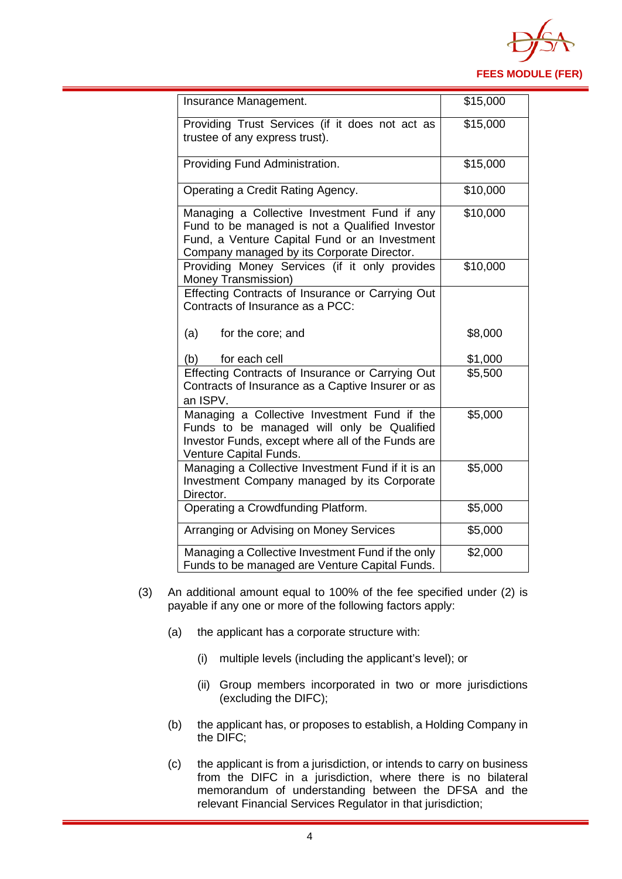| | |
|---|---|
| Insurance Management. | $15,000 |
| Providing Trust Services (if it does not act as trustee of any express trust). | $15,000 |
| Providing Fund Administration. | $15,000 |
| Operating a Credit Rating Agency. | $10,000 |
| Managing a Collective Investment Fund if any Fund to be managed is not a Qualified Investor Fund, a Venture Capital Fund or an Investment Company managed by its Corporate Director. | $10,000 |
| Providing Money Services (if it only provides Money Transmission) | $10,000 |
| Effecting Contracts of Insurance or Carrying Out Contracts of Insurance as a PCC:<br><br>(a) for the core; and<br><br>(b) for each cell | <br><br><br>$8,000<br><br>$1,000 |
| Effecting Contracts of Insurance or Carrying Out Contracts of Insurance as a Captive Insurer or as an ISPV. | $5,500 |
| Managing a Collective Investment Fund if the Funds to be managed will only be Qualified Investor Funds, except where all of the Funds are Venture Capital Funds. | $5,000 |
| Managing a Collective Investment Fund if it is an Investment Company managed by its Corporate Director. | $5,000 |
| Operating a Crowdfunding Platform. | $5,000 |
| Arranging or Advising on Money Services | $5,000 |
| Managing a Collective Investment Fund if the only Funds to be managed are Venture Capital Funds. | $2,000 |

(3) An additional amount equal to 100% of the fee specified under (2) is payable if any one or more of the following factors apply:

(a) the applicant has a corporate structure with:

(i) multiple levels (including the applicant's level); or

(ii) Group members incorporated in two or more jurisdictions (excluding the DIFC);

(b) the applicant has, or proposes to establish, a Holding Company in the DIFC;

(c) the applicant is from a jurisdiction, or intends to carry on business from the DIFC in a jurisdiction, where there is no bilateral memorandum of understanding between the DFSA and the relevant Financial Services Regulator in that jurisdiction;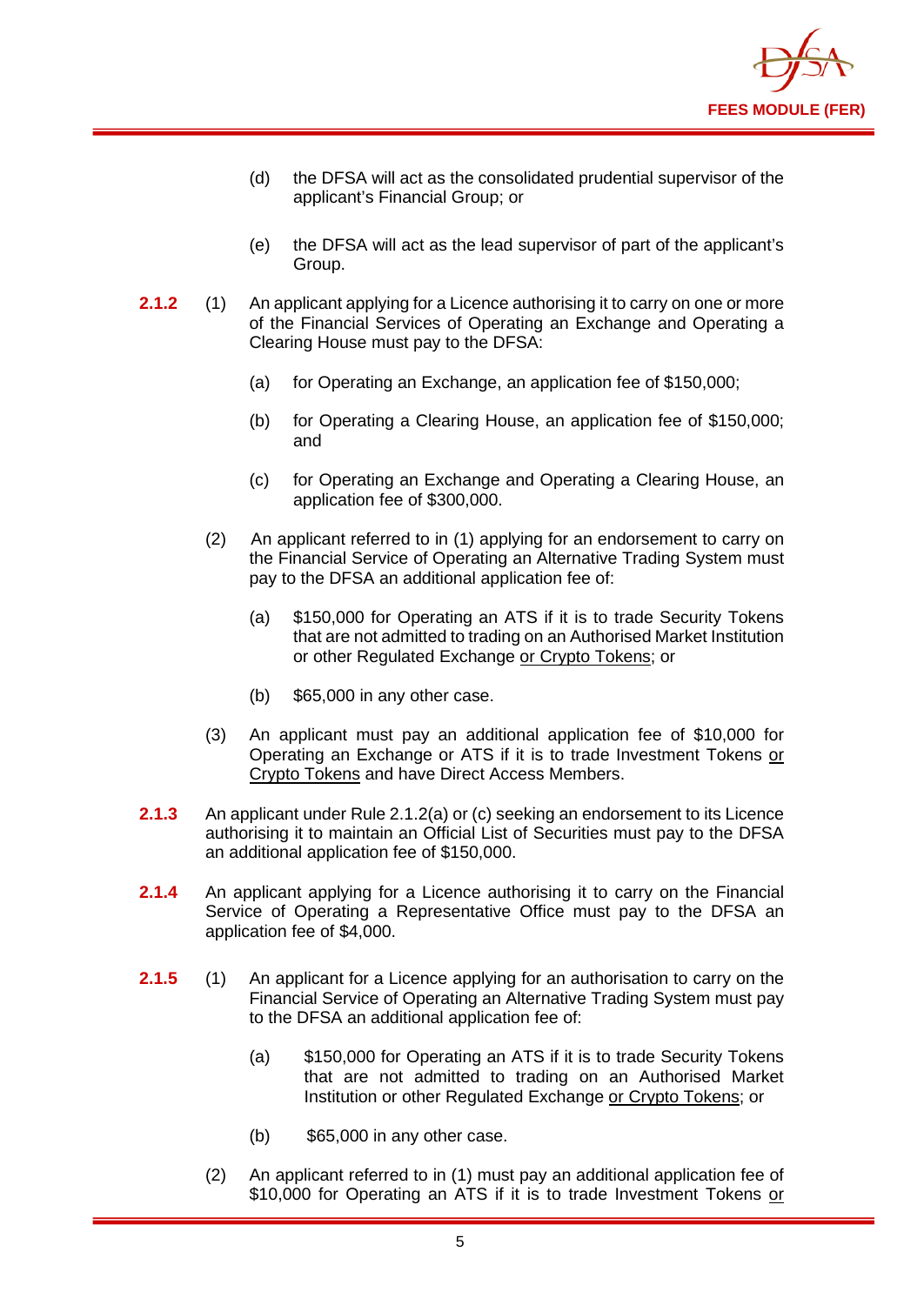(d) the DFSA will act as the consolidated prudential supervisor of the applicant's Financial Group; or

(e) the DFSA will act as the lead supervisor of part of the applicant's Group.

**2.1.2** (1) An applicant applying for a Licence authorising it to carry on one or more of the Financial Services of Operating an Exchange and Operating a Clearing House must pay to the DFSA:

(a) for Operating an Exchange, an application fee of $150,000;

(b) for Operating a Clearing House, an application fee of $150,000; and

(c) for Operating an Exchange and Operating a Clearing House, an application fee of $300,000.

(2) An applicant referred to in (1) applying for an endorsement to carry on the Financial Service of Operating an Alternative Trading System must pay to the DFSA an additional application fee of:

(a) $150,000 for Operating an ATS if it is to trade Security Tokens that are not admitted to trading on an Authorised Market Institution or other Regulated Exchange <u>or Crypto Tokens</u>; or

(b) $65,000 in any other case.

(3) An applicant must pay an additional application fee of $10,000 for Operating an Exchange or ATS if it is to trade Investment Tokens <u>or Crypto Tokens</u> and have Direct Access Members.

**2.1.3** An applicant under Rule 2.1.2(a) or (c) seeking an endorsement to its Licence authorising it to maintain an Official List of Securities must pay to the DFSA an additional application fee of $150,000.

**2.1.4** An applicant applying for a Licence authorising it to carry on the Financial Service of Operating a Representative Office must pay to the DFSA an application fee of $4,000.

**2.1.5** (1) An applicant for a Licence applying for an authorisation to carry on the Financial Service of Operating an Alternative Trading System must pay to the DFSA an additional application fee of:

(a) $150,000 for Operating an ATS if it is to trade Security Tokens that are not admitted to trading on an Authorised Market Institution or other Regulated Exchange <u>or Crypto Tokens</u>; or

(b) $65,000 in any other case.

(2) An applicant referred to in (1) must pay an additional application fee of $10,000 for Operating an ATS if it is to trade Investment Tokens <u>or</u>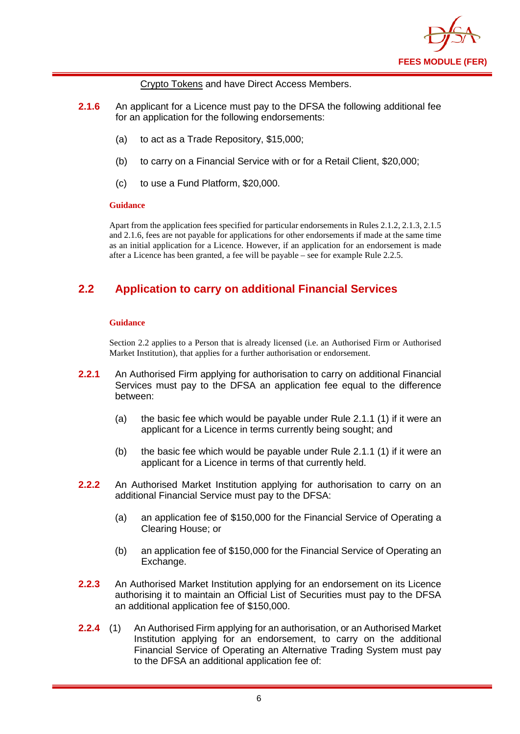Crypto Tokens and have Direct Access Members.

**2.1.6** An applicant for a Licence must pay to the DFSA the following additional fee for an application for the following endorsements:

(a) to act as a Trade Repository, $15,000;

(b) to carry on a Financial Service with or for a Retail Client, $20,000;

(c) to use a Fund Platform, $20,000.

**Guidance**

Apart from the application fees specified for particular endorsements in Rules 2.1.2, 2.1.3, 2.1.5 and 2.1.6, fees are not payable for applications for other endorsements if made at the same time as an initial application for a Licence. However, if an application for an endorsement is made after a Licence has been granted, a fee will be payable – see for example Rule 2.2.5.

## 2.2 Application to carry on additional Financial Services

**Guidance**

Section 2.2 applies to a Person that is already licensed (i.e. an Authorised Firm or Authorised Market Institution), that applies for a further authorisation or endorsement.

**2.2.1** An Authorised Firm applying for authorisation to carry on additional Financial Services must pay to the DFSA an application fee equal to the difference between:

(a) the basic fee which would be payable under Rule 2.1.1 (1) if it were an applicant for a Licence in terms currently being sought; and

(b) the basic fee which would be payable under Rule 2.1.1 (1) if it were an applicant for a Licence in terms of that currently held.

**2.2.2** An Authorised Market Institution applying for authorisation to carry on an additional Financial Service must pay to the DFSA:

(a) an application fee of $150,000 for the Financial Service of Operating a Clearing House; or

(b) an application fee of $150,000 for the Financial Service of Operating an Exchange.

**2.2.3** An Authorised Market Institution applying for an endorsement on its Licence authorising it to maintain an Official List of Securities must pay to the DFSA an additional application fee of $150,000.

**2.2.4** (1) An Authorised Firm applying for an authorisation, or an Authorised Market Institution applying for an endorsement, to carry on the additional Financial Service of Operating an Alternative Trading System must pay to the DFSA an additional application fee of: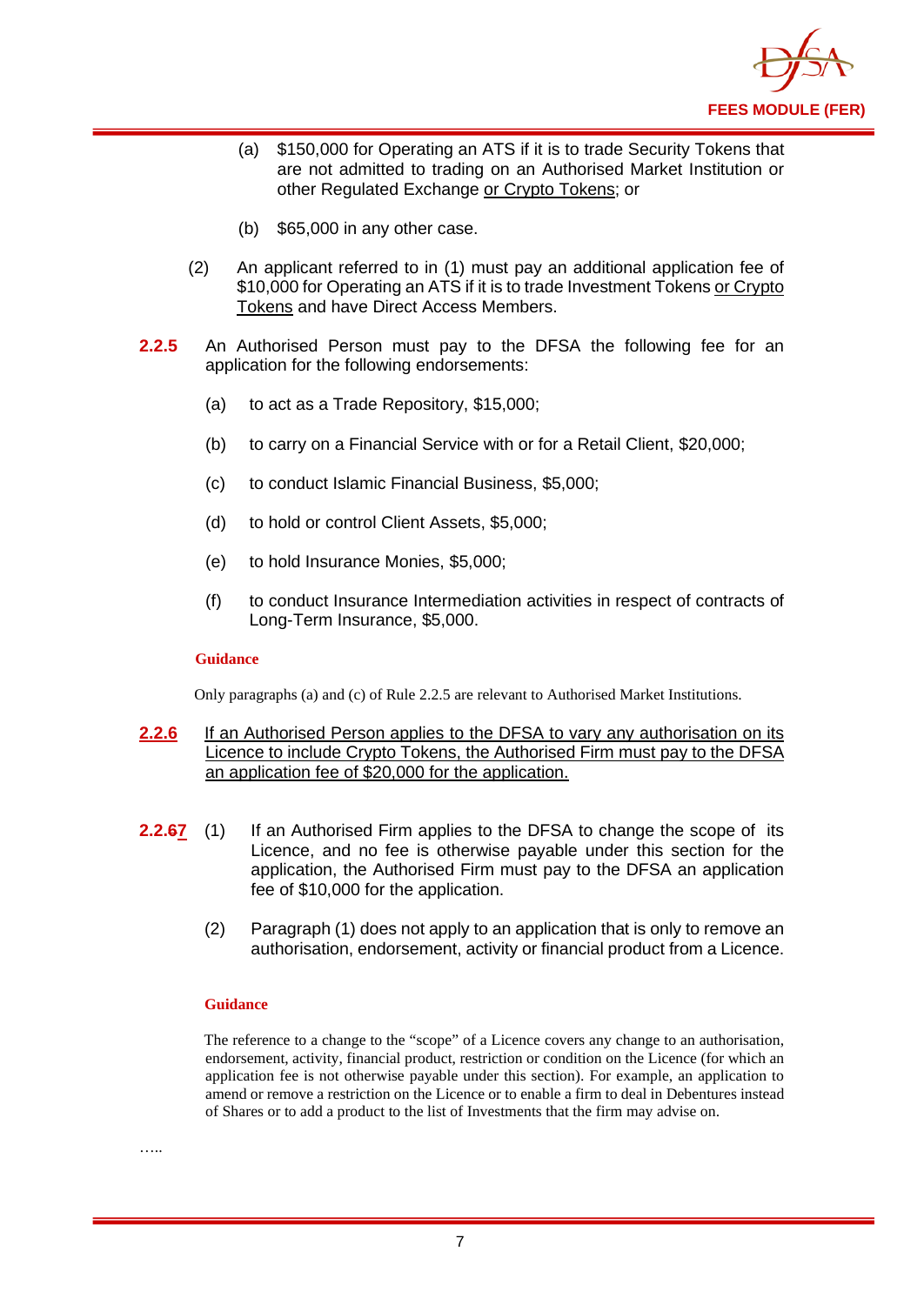(a) $150,000 for Operating an ATS if it is to trade Security Tokens that are not admitted to trading on an Authorised Market Institution or other Regulated Exchange <u>or Crypto Tokens</u>; or

(b) $65,000 in any other case.

(2) An applicant referred to in (1) must pay an additional application fee of $10,000 for Operating an ATS if it is to trade Investment Tokens <u>or Crypto Tokens</u> and have Direct Access Members.

**2.2.5** An Authorised Person must pay to the DFSA the following fee for an application for the following endorsements:

(a) to act as a Trade Repository, $15,000;

(b) to carry on a Financial Service with or for a Retail Client, $20,000;

(c) to conduct Islamic Financial Business, $5,000;

(d) to hold or control Client Assets, $5,000;

(e) to hold Insurance Monies, $5,000;

(f) to conduct Insurance Intermediation activities in respect of contracts of Long-Term Insurance, $5,000.

**Guidance**

Only paragraphs (a) and (c) of Rule 2.2.5 are relevant to Authorised Market Institutions.

<u>**2.2.6**</u> <u>If an Authorised Person applies to the DFSA to vary any authorisation on its Licence to include Crypto Tokens, the Authorised Firm must pay to the DFSA an application fee of $20,000 for the application.</u>

**2.2.~~6~~<u>7</u>** (1) If an Authorised Firm applies to the DFSA to change the scope of its Licence, and no fee is otherwise payable under this section for the application, the Authorised Firm must pay to the DFSA an application fee of $10,000 for the application.

(2) Paragraph (1) does not apply to an application that is only to remove an authorisation, endorsement, activity or financial product from a Licence.

**Guidance**

The reference to a change to the "scope" of a Licence covers any change to an authorisation, endorsement, activity, financial product, restriction or condition on the Licence (for which an application fee is not otherwise payable under this section). For example, an application to amend or remove a restriction on the Licence or to enable a firm to deal in Debentures instead of Shares or to add a product to the list of Investments that the firm may advise on.

…..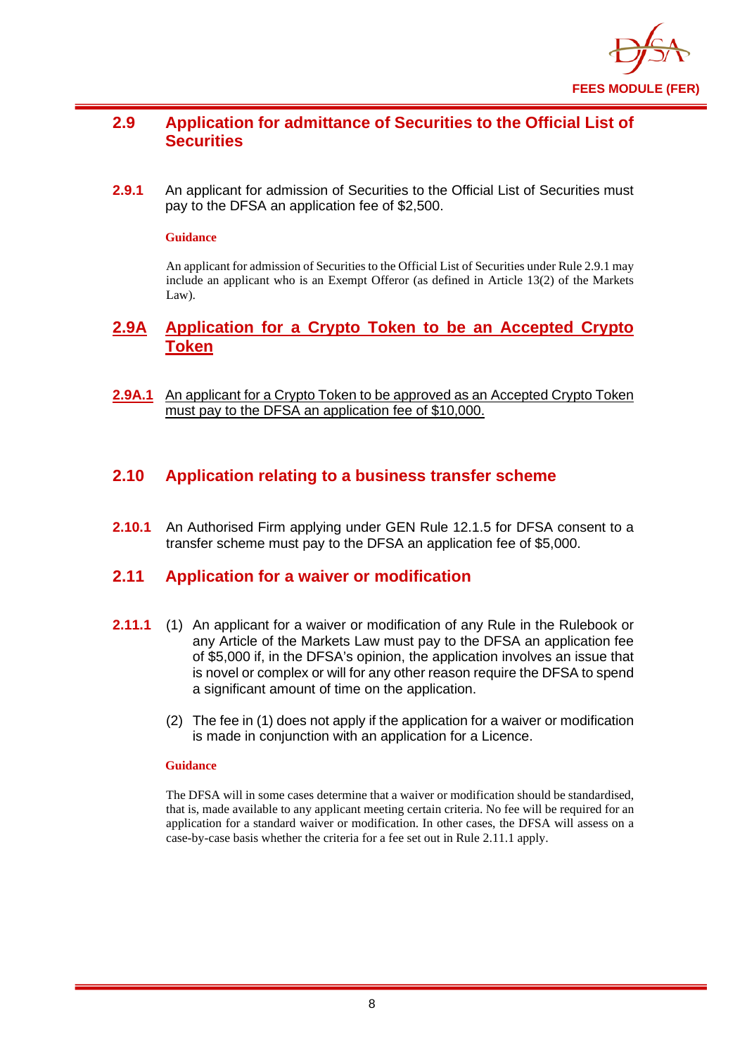## 2.9 Application for admittance of Securities to the Official List of Securities

**2.9.1** An applicant for admission of Securities to the Official List of Securities must pay to the DFSA an application fee of $2,500.

**Guidance**

An applicant for admission of Securities to the Official List of Securities under Rule 2.9.1 may include an applicant who is an Exempt Offeror (as defined in Article 13(2) of the Markets Law).

## 2.9A Application for a Crypto Token to be an Accepted Crypto Token

**2.9A.1** An applicant for a Crypto Token to be approved as an Accepted Crypto Token must pay to the DFSA an application fee of $10,000.

## 2.10 Application relating to a business transfer scheme

**2.10.1** An Authorised Firm applying under GEN Rule 12.1.5 for DFSA consent to a transfer scheme must pay to the DFSA an application fee of $5,000.

## 2.11 Application for a waiver or modification

**2.11.1** (1) An applicant for a waiver or modification of any Rule in the Rulebook or any Article of the Markets Law must pay to the DFSA an application fee of $5,000 if, in the DFSA's opinion, the application involves an issue that is novel or complex or will for any other reason require the DFSA to spend a significant amount of time on the application.

(2) The fee in (1) does not apply if the application for a waiver or modification is made in conjunction with an application for a Licence.

**Guidance**

The DFSA will in some cases determine that a waiver or modification should be standardised, that is, made available to any applicant meeting certain criteria. No fee will be required for an application for a standard waiver or modification. In other cases, the DFSA will assess on a case-by-case basis whether the criteria for a fee set out in Rule 2.11.1 apply.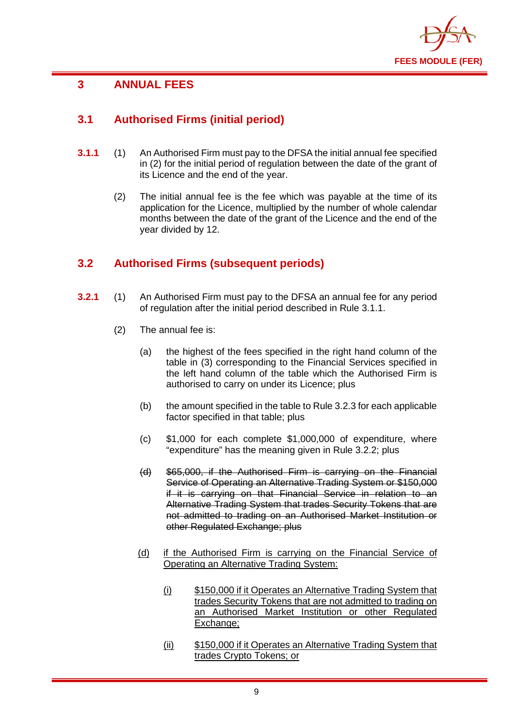# 3 ANNUAL FEES

## 3.1 Authorised Firms (initial period)

**3.1.1** (1) An Authorised Firm must pay to the DFSA the initial annual fee specified in (2) for the initial period of regulation between the date of the grant of its Licence and the end of the year.

(2) The initial annual fee is the fee which was payable at the time of its application for the Licence, multiplied by the number of whole calendar months between the date of the grant of the Licence and the end of the year divided by 12.

## 3.2 Authorised Firms (subsequent periods)

**3.2.1** (1) An Authorised Firm must pay to the DFSA an annual fee for any period of regulation after the initial period described in Rule 3.1.1.

(2) The annual fee is:

(a) the highest of the fees specified in the right hand column of the table in (3) corresponding to the Financial Services specified in the left hand column of the table which the Authorised Firm is authorised to carry on under its Licence; plus

(b) the amount specified in the table to Rule 3.2.3 for each applicable factor specified in that table; plus

(c) $1,000 for each complete $1,000,000 of expenditure, where "expenditure" has the meaning given in Rule 3.2.2; plus

~~(d) $65,000, if the Authorised Firm is carrying on the Financial Service of Operating an Alternative Trading System or $150,000 if it is carrying on that Financial Service in relation to an Alternative Trading System that trades Security Tokens that are not admitted to trading on an Authorised Market Institution or other Regulated Exchange; plus~~

<u>(d) if the Authorised Firm is carrying on the Financial Service of Operating an Alternative Trading System:</u>

<u>(i) $150,000 if it Operates an Alternative Trading System that trades Security Tokens that are not admitted to trading on an Authorised Market Institution or other Regulated Exchange;</u>

<u>(ii) $150,000 if it Operates an Alternative Trading System that trades Crypto Tokens; or</u>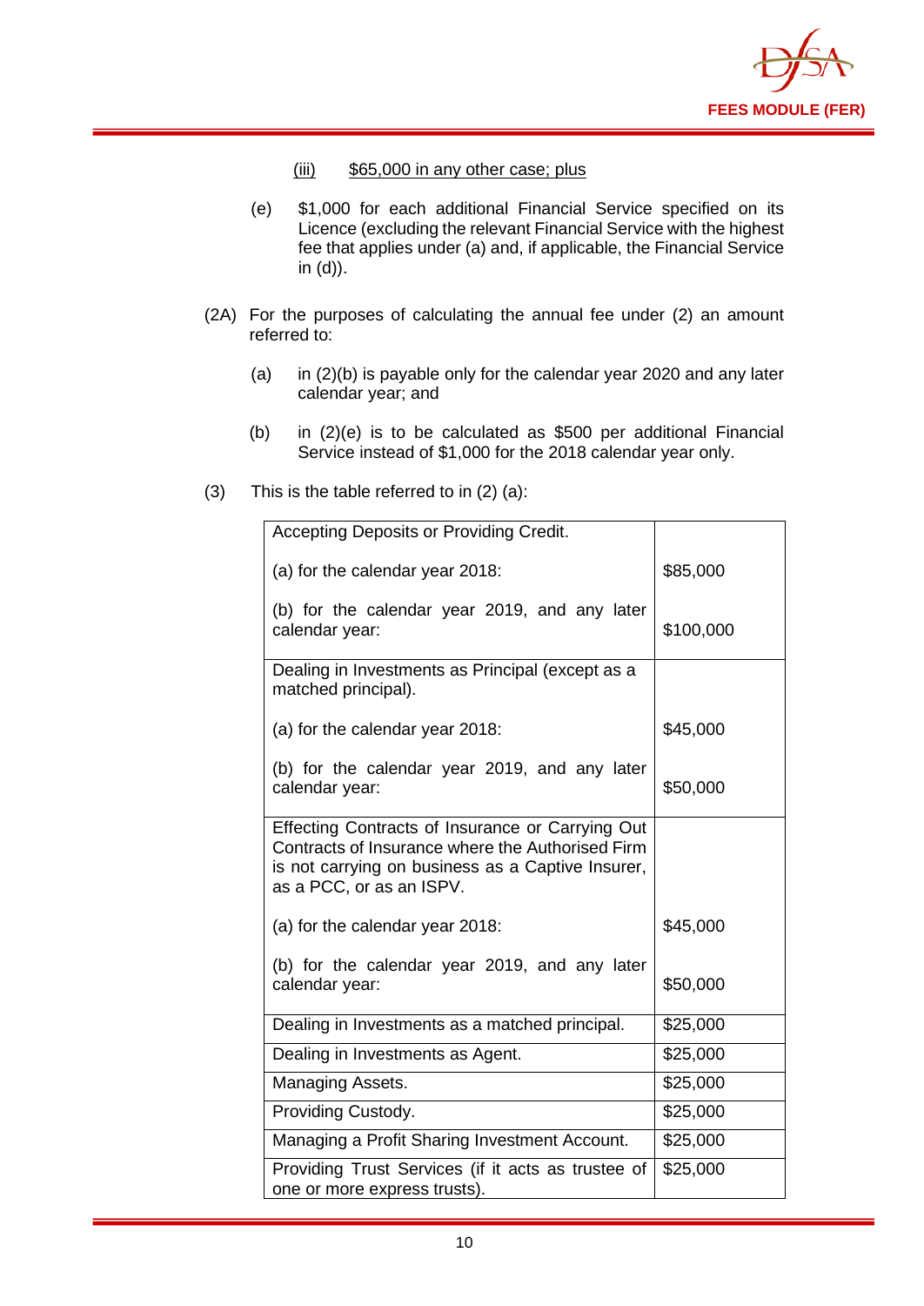(iii) $65,000 in any other case; plus

(e) $1,000 for each additional Financial Service specified on its Licence (excluding the relevant Financial Service with the highest fee that applies under (a) and, if applicable, the Financial Service in (d)).

(2A) For the purposes of calculating the annual fee under (2) an amount referred to:

(a) in (2)(b) is payable only for the calendar year 2020 and any later calendar year; and

(b) in (2)(e) is to be calculated as $500 per additional Financial Service instead of $1,000 for the 2018 calendar year only.

(3) This is the table referred to in (2) (a):

| | |
|---|---|
| Accepting Deposits or Providing Credit. | |
| (a) for the calendar year 2018: | $85,000 |
| (b) for the calendar year 2019, and any later calendar year: | $100,000 |
| Dealing in Investments as Principal (except as a matched principal). | |
| (a) for the calendar year 2018: | $45,000 |
| (b) for the calendar year 2019, and any later calendar year: | $50,000 |
| Effecting Contracts of Insurance or Carrying Out Contracts of Insurance where the Authorised Firm is not carrying on business as a Captive Insurer, as a PCC, or as an ISPV. | |
| (a) for the calendar year 2018: | $45,000 |
| (b) for the calendar year 2019, and any later calendar year: | $50,000 |
| Dealing in Investments as a matched principal. | $25,000 |
| Dealing in Investments as Agent. | $25,000 |
| Managing Assets. | $25,000 |
| Providing Custody. | $25,000 |
| Managing a Profit Sharing Investment Account. | $25,000 |
| Providing Trust Services (if it acts as trustee of one or more express trusts). | $25,000 |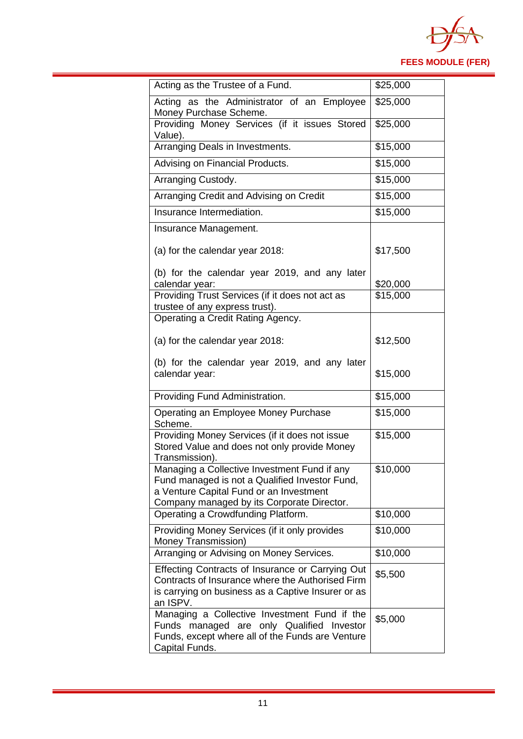| | |
|---|---|
| Acting as the Trustee of a Fund. | $25,000 |
| Acting as the Administrator of an Employee Money Purchase Scheme. | $25,000 |
| Providing Money Services (if it issues Stored Value). | $25,000 |
| Arranging Deals in Investments. | $15,000 |
| Advising on Financial Products. | $15,000 |
| Arranging Custody. | $15,000 |
| Arranging Credit and Advising on Credit | $15,000 |
| Insurance Intermediation. | $15,000 |
| Insurance Management.<br><br>(a) for the calendar year 2018:<br><br>(b) for the calendar year 2019, and any later calendar year: | <br><br>$17,500<br><br>$20,000 |
| Providing Trust Services (if it does not act as trustee of any express trust). | $15,000 |
| Operating a Credit Rating Agency.<br><br>(a) for the calendar year 2018:<br><br>(b) for the calendar year 2019, and any later calendar year: | <br><br>$12,500<br><br>$15,000 |
| Providing Fund Administration. | $15,000 |
| Operating an Employee Money Purchase Scheme. | $15,000 |
| Providing Money Services (if it does not issue Stored Value and does not only provide Money Transmission). | $15,000 |
| Managing a Collective Investment Fund if any Fund managed is not a Qualified Investor Fund, a Venture Capital Fund or an Investment Company managed by its Corporate Director. | $10,000 |
| Operating a Crowdfunding Platform. | $10,000 |
| Providing Money Services (if it only provides Money Transmission) | $10,000 |
| Arranging or Advising on Money Services. | $10,000 |
| Effecting Contracts of Insurance or Carrying Out Contracts of Insurance where the Authorised Firm is carrying on business as a Captive Insurer or as an ISPV. | $5,500 |
| Managing a Collective Investment Fund if the Funds managed are only Qualified Investor Funds, except where all of the Funds are Venture Capital Funds. | $5,000 |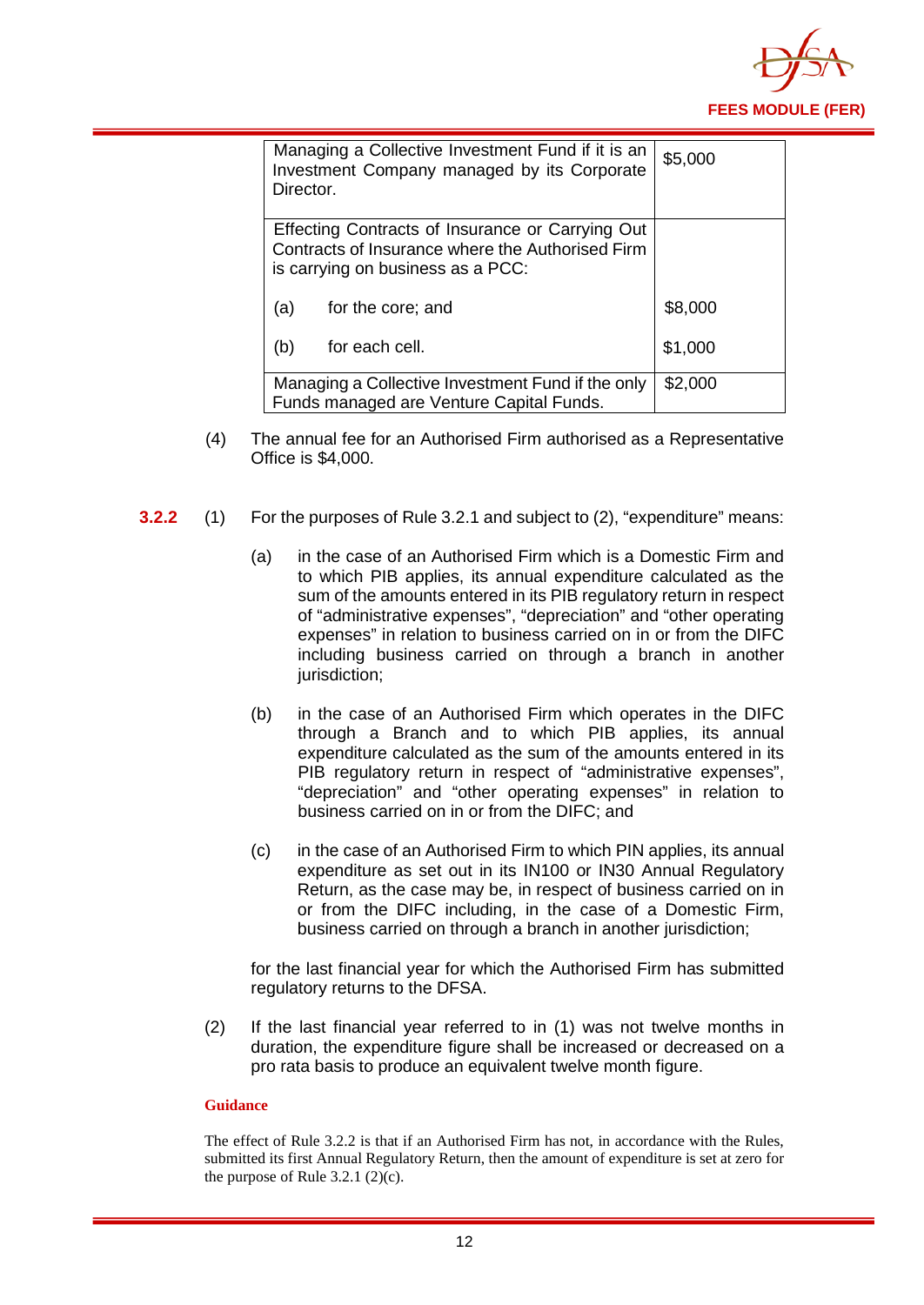| | |
|---|---|
| Managing a Collective Investment Fund if it is an Investment Company managed by its Corporate Director. | $5,000 |
| Effecting Contracts of Insurance or Carrying Out Contracts of Insurance where the Authorised Firm is carrying on business as a PCC: | |
| (a) for the core; and | $8,000 |
| (b) for each cell. | $1,000 |
| Managing a Collective Investment Fund if the only Funds managed are Venture Capital Funds. | $2,000 |

(4) The annual fee for an Authorised Firm authorised as a Representative Office is $4,000.

**3.2.2** (1) For the purposes of Rule 3.2.1 and subject to (2), "expenditure" means:

(a) in the case of an Authorised Firm which is a Domestic Firm and to which PIB applies, its annual expenditure calculated as the sum of the amounts entered in its PIB regulatory return in respect of "administrative expenses", "depreciation" and "other operating expenses" in relation to business carried on in or from the DIFC including business carried on through a branch in another jurisdiction;

(b) in the case of an Authorised Firm which operates in the DIFC through a Branch and to which PIB applies, its annual expenditure calculated as the sum of the amounts entered in its PIB regulatory return in respect of "administrative expenses", "depreciation" and "other operating expenses" in relation to business carried on in or from the DIFC; and

(c) in the case of an Authorised Firm to which PIN applies, its annual expenditure as set out in its IN100 or IN30 Annual Regulatory Return, as the case may be, in respect of business carried on in or from the DIFC including, in the case of a Domestic Firm, business carried on through a branch in another jurisdiction;

for the last financial year for which the Authorised Firm has submitted regulatory returns to the DFSA.

(2) If the last financial year referred to in (1) was not twelve months in duration, the expenditure figure shall be increased or decreased on a pro rata basis to produce an equivalent twelve month figure.

**Guidance**

The effect of Rule 3.2.2 is that if an Authorised Firm has not, in accordance with the Rules, submitted its first Annual Regulatory Return, then the amount of expenditure is set at zero for the purpose of Rule 3.2.1 (2)(c).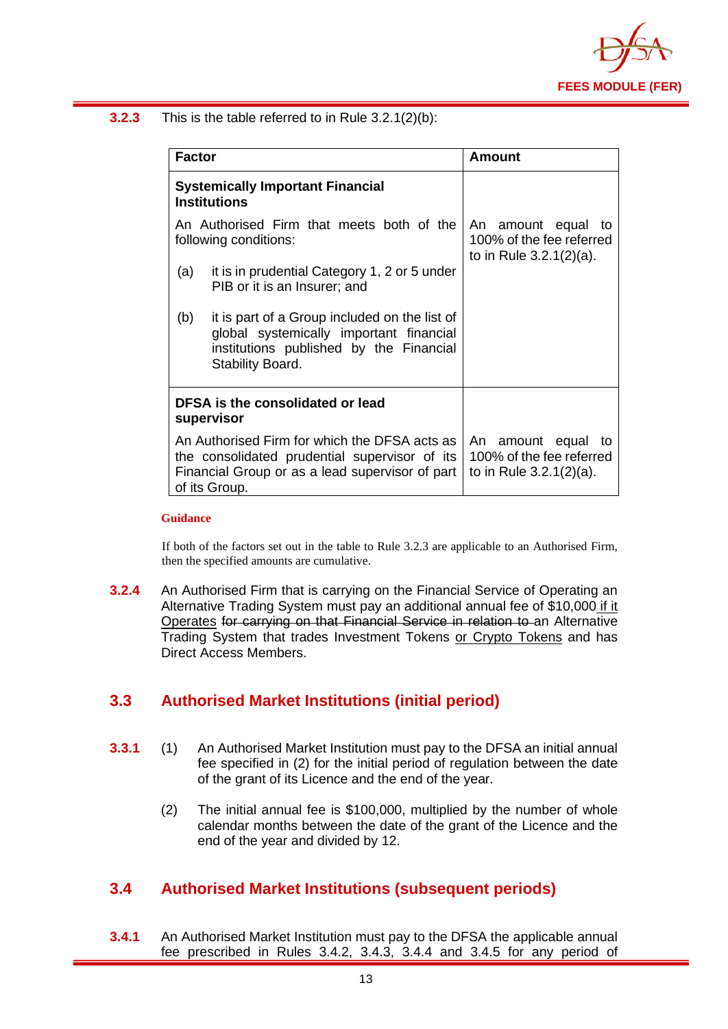**3.2.3** This is the table referred to in Rule 3.2.1(2)(b):

| Factor | Amount |
|---|---|
| **Systemically Important Financial Institutions**<br><br>An Authorised Firm that meets both of the following conditions:<br><br>(a) it is in prudential Category 1, 2 or 5 under PIB or it is an Insurer; and<br><br>(b) it is part of a Group included on the list of global systemically important financial institutions published by the Financial Stability Board. | An amount equal to 100% of the fee referred to in Rule 3.2.1(2)(a). |
| **DFSA is the consolidated or lead supervisor**<br><br>An Authorised Firm for which the DFSA acts as the consolidated prudential supervisor of its Financial Group or as a lead supervisor of part of its Group. | An amount equal to 100% of the fee referred to in Rule 3.2.1(2)(a). |

**Guidance**

If both of the factors set out in the table to Rule 3.2.3 are applicable to an Authorised Firm, then the specified amounts are cumulative.

**3.2.4** An Authorised Firm that is carrying on the Financial Service of Operating an Alternative Trading System must pay an additional annual fee of $10,000 <u>if it Operates</u> ~~for carrying on that Financial Service in relation to~~ an Alternative Trading System that trades Investment Tokens <u>or Crypto Tokens</u> and has Direct Access Members.

## 3.3 Authorised Market Institutions (initial period)

**3.3.1** (1) An Authorised Market Institution must pay to the DFSA an initial annual fee specified in (2) for the initial period of regulation between the date of the grant of its Licence and the end of the year.

(2) The initial annual fee is $100,000, multiplied by the number of whole calendar months between the date of the grant of the Licence and the end of the year and divided by 12.

## 3.4 Authorised Market Institutions (subsequent periods)

**3.4.1** An Authorised Market Institution must pay to the DFSA the applicable annual fee prescribed in Rules 3.4.2, 3.4.3, 3.4.4 and 3.4.5 for any period of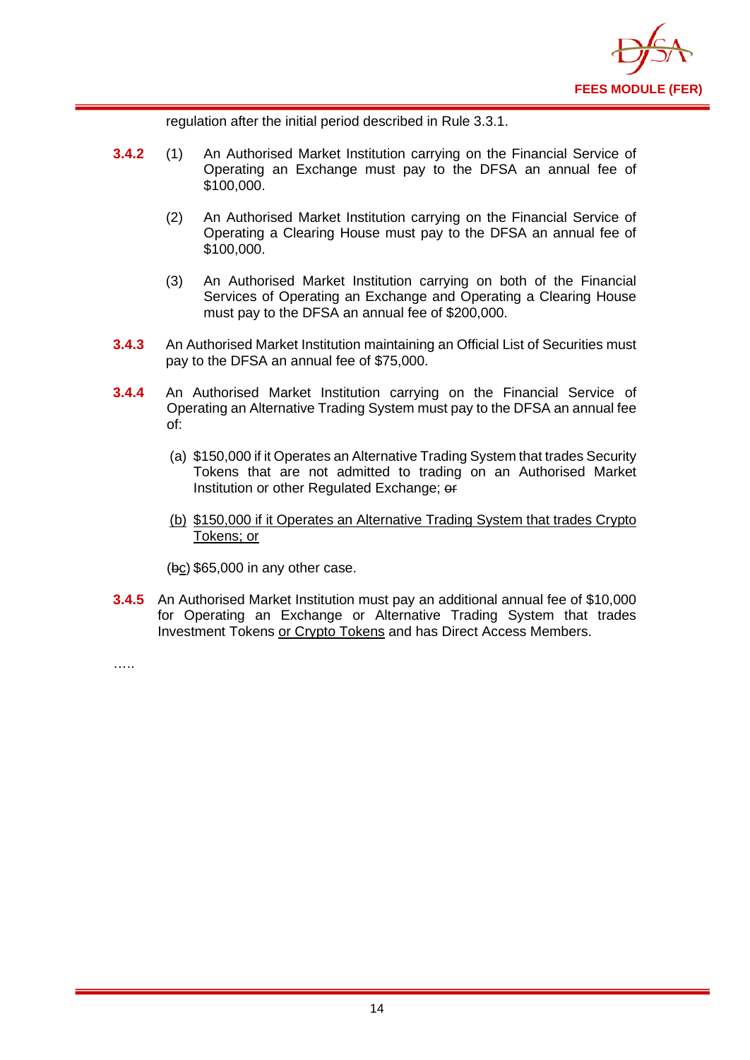regulation after the initial period described in Rule 3.3.1.

**3.4.2** (1) An Authorised Market Institution carrying on the Financial Service of Operating an Exchange must pay to the DFSA an annual fee of $100,000.

(2) An Authorised Market Institution carrying on the Financial Service of Operating a Clearing House must pay to the DFSA an annual fee of $100,000.

(3) An Authorised Market Institution carrying on both of the Financial Services of Operating an Exchange and Operating a Clearing House must pay to the DFSA an annual fee of $200,000.

**3.4.3** An Authorised Market Institution maintaining an Official List of Securities must pay to the DFSA an annual fee of $75,000.

**3.4.4** An Authorised Market Institution carrying on the Financial Service of Operating an Alternative Trading System must pay to the DFSA an annual fee of:

(a) $150,000 if it Operates an Alternative Trading System that trades Security Tokens that are not admitted to trading on an Authorised Market Institution or other Regulated Exchange; ~~or~~

<u>(b) $150,000 if it Operates an Alternative Trading System that trades Crypto Tokens; or</u>

(~~b~~<u>c</u>) $65,000 in any other case.

**3.4.5** An Authorised Market Institution must pay an additional annual fee of $10,000 for Operating an Exchange or Alternative Trading System that trades Investment Tokens <u>or Crypto Tokens</u> and has Direct Access Members.

…..